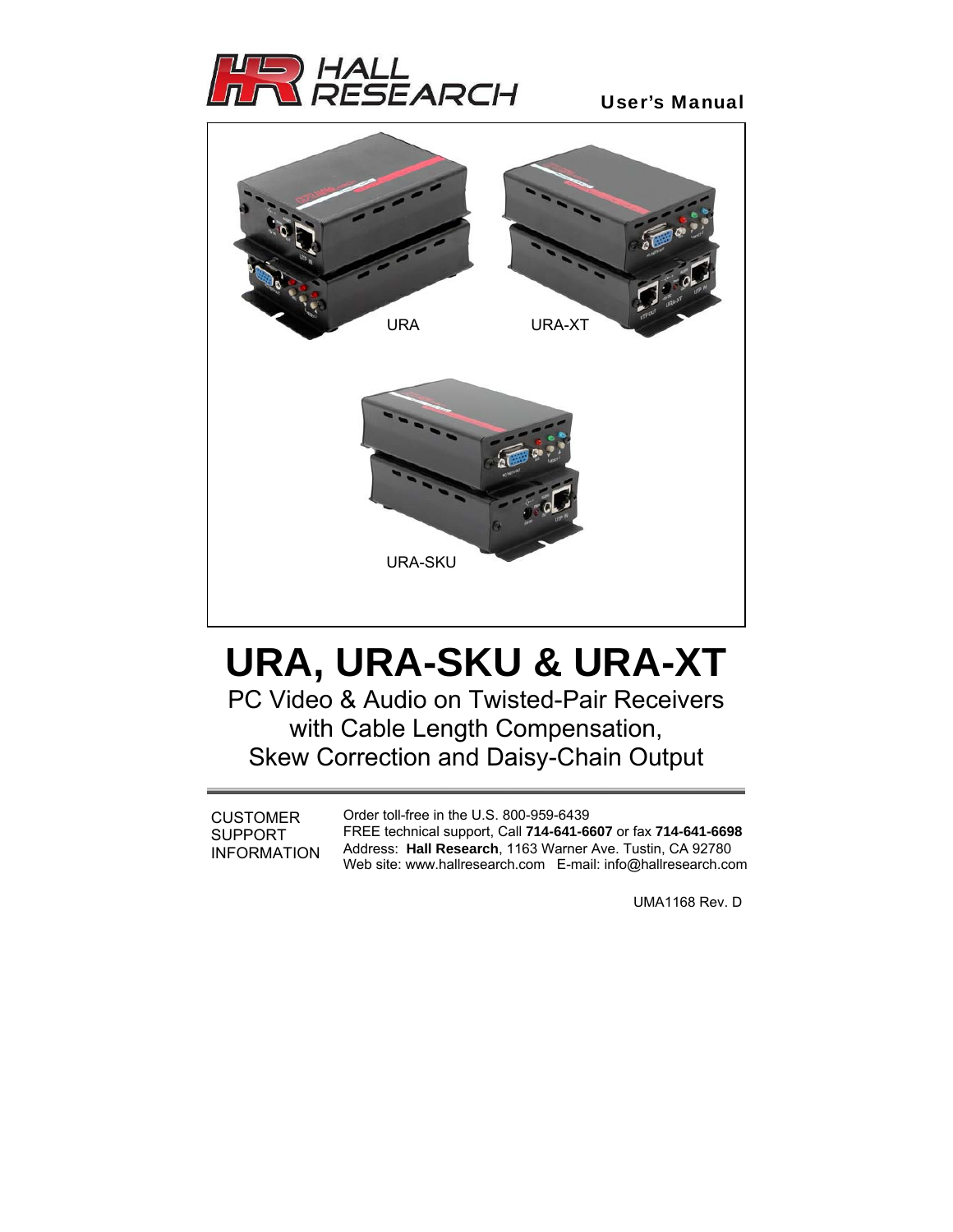HALL RESEARCH

User's Manual

URA

URA-XT

URA-SKU

# URA, URA-SKU & URA-XT

## PC Video & Audio on Twisted-Pair Receivers with Cable Length Compensation, Skew Correction and Daisy-Chain Output

CUSTOMER SUPPORT INFORMATION

Order toll-free in the U.S. 800-959-6439
FREE technical support, Call **714-641-6607** or fax **714-641-6698**
Address: **Hall Research**, 1163 Warner Ave. Tustin, CA 92780
Web site: www.hallresearch.com E-mail: info@hallresearch.com

UMA1168 Rev. D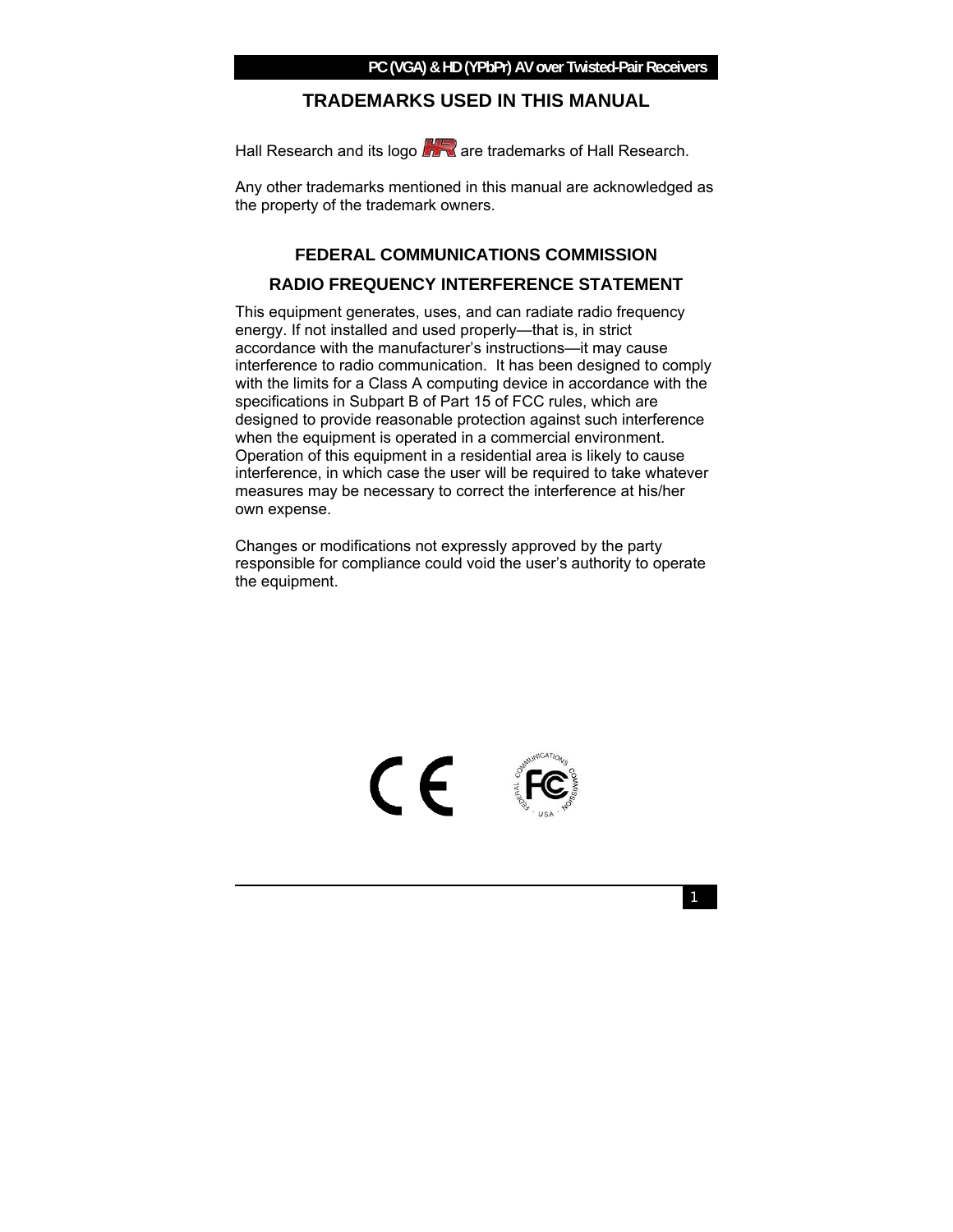## TRADEMARKS USED IN THIS MANUAL

Hall Research and its logo are trademarks of Hall Research.

Any other trademarks mentioned in this manual are acknowledged as the property of the trademark owners.

## FEDERAL COMMUNICATIONS COMMISSION

## RADIO FREQUENCY INTERFERENCE STATEMENT

This equipment generates, uses, and can radiate radio frequency energy. If not installed and used properly—that is, in strict accordance with the manufacturer's instructions—it may cause interference to radio communication. It has been designed to comply with the limits for a Class A computing device in accordance with the specifications in Subpart B of Part 15 of FCC rules, which are designed to provide reasonable protection against such interference when the equipment is operated in a commercial environment. Operation of this equipment in a residential area is likely to cause interference, in which case the user will be required to take whatever measures may be necessary to correct the interference at his/her own expense.

Changes or modifications not expressly approved by the party responsible for compliance could void the user's authority to operate the equipment.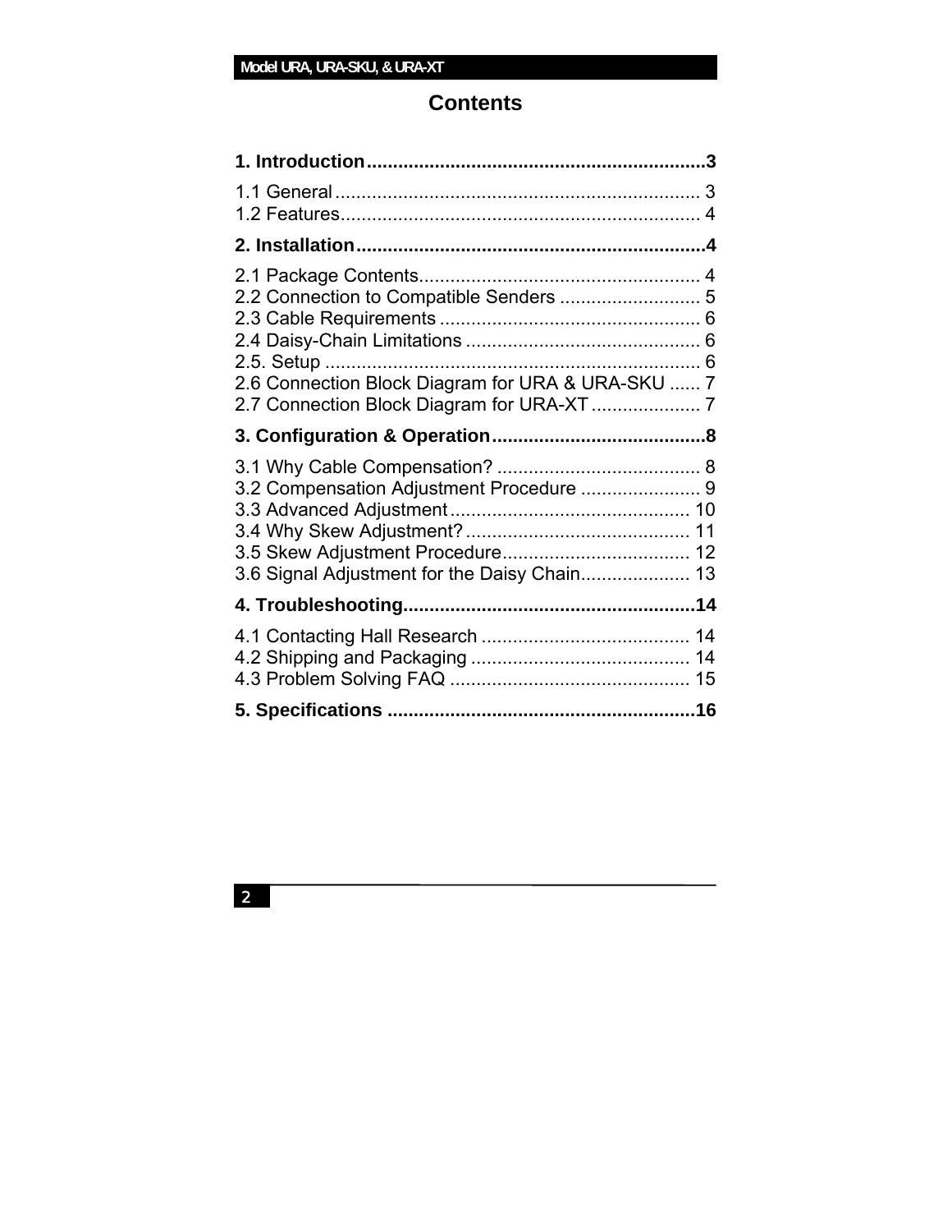# Contents

**1. Introduction................................................................3**

1.1 General...................................................................... 3
1.2 Features..................................................................... 4

**2. Installation...................................................................4**

2.1 Package Contents...................................................... 4
2.2 Connection to Compatible Senders ........................... 5
2.3 Cable Requirements .................................................. 6
2.4 Daisy-Chain Limitations ............................................. 6
2.5. Setup ........................................................................ 6
2.6 Connection Block Diagram for URA & URA-SKU ...... 7
2.7 Connection Block Diagram for URA-XT ..................... 7

**3. Configuration & Operation.........................................8**

3.1 Why Cable Compensation? ....................................... 8
3.2 Compensation Adjustment Procedure ....................... 9
3.3 Advanced Adjustment .............................................. 10
3.4 Why Skew Adjustment? ........................................... 11
3.5 Skew Adjustment Procedure.................................... 12
3.6 Signal Adjustment for the Daisy Chain..................... 13

**4. Troubleshooting........................................................14**

4.1 Contacting Hall Research ........................................ 14
4.2 Shipping and Packaging .......................................... 14
4.3 Problem Solving FAQ ............................................. 15

**5. Specifications ..........................................................16**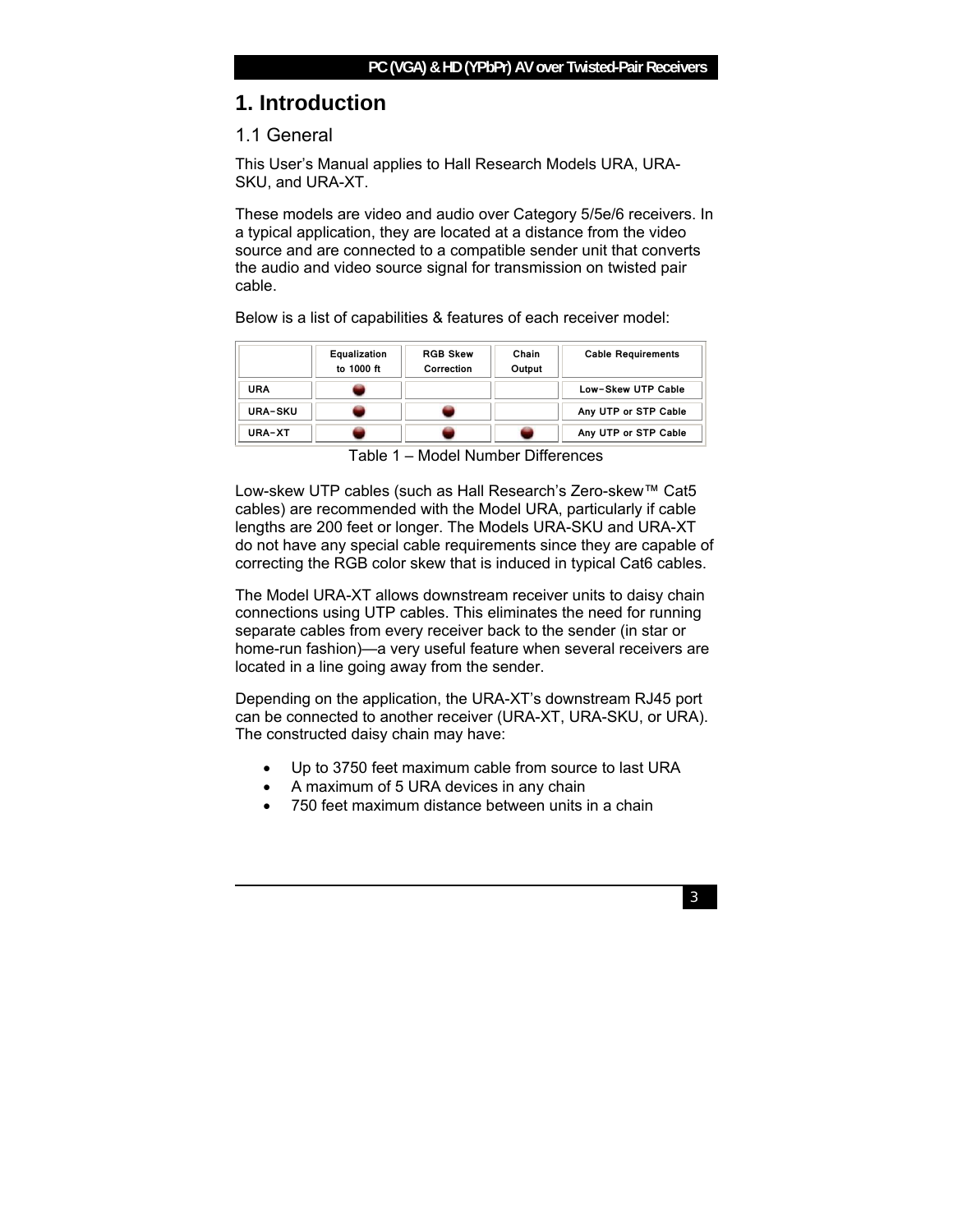# 1. Introduction

## 1.1 General

This User's Manual applies to Hall Research Models URA, URA-SKU, and URA-XT.

These models are video and audio over Category 5/5e/6 receivers. In a typical application, they are located at a distance from the video source and are connected to a compatible sender unit that converts the audio and video source signal for transmission on twisted pair cable.

Below is a list of capabilities & features of each receiver model:

| | Equalization to 1000 ft | RGB Skew Correction | Chain Output | Cable Requirements |
|---|---|---|---|---|
| URA | ● | | | Low-Skew UTP Cable |
| URA-SKU | ● | ● | | Any UTP or STP Cable |
| URA-XT | ● | ● | ● | Any UTP or STP Cable |

Table 1 – Model Number Differences

Low-skew UTP cables (such as Hall Research's Zero-skew™ Cat5 cables) are recommended with the Model URA, particularly if cable lengths are 200 feet or longer. The Models URA-SKU and URA-XT do not have any special cable requirements since they are capable of correcting the RGB color skew that is induced in typical Cat6 cables.

The Model URA-XT allows downstream receiver units to daisy chain connections using UTP cables. This eliminates the need for running separate cables from every receiver back to the sender (in star or home-run fashion)—a very useful feature when several receivers are located in a line going away from the sender.

Depending on the application, the URA-XT's downstream RJ45 port can be connected to another receiver (URA-XT, URA-SKU, or URA). The constructed daisy chain may have:

- Up to 3750 feet maximum cable from source to last URA
- A maximum of 5 URA devices in any chain
- 750 feet maximum distance between units in a chain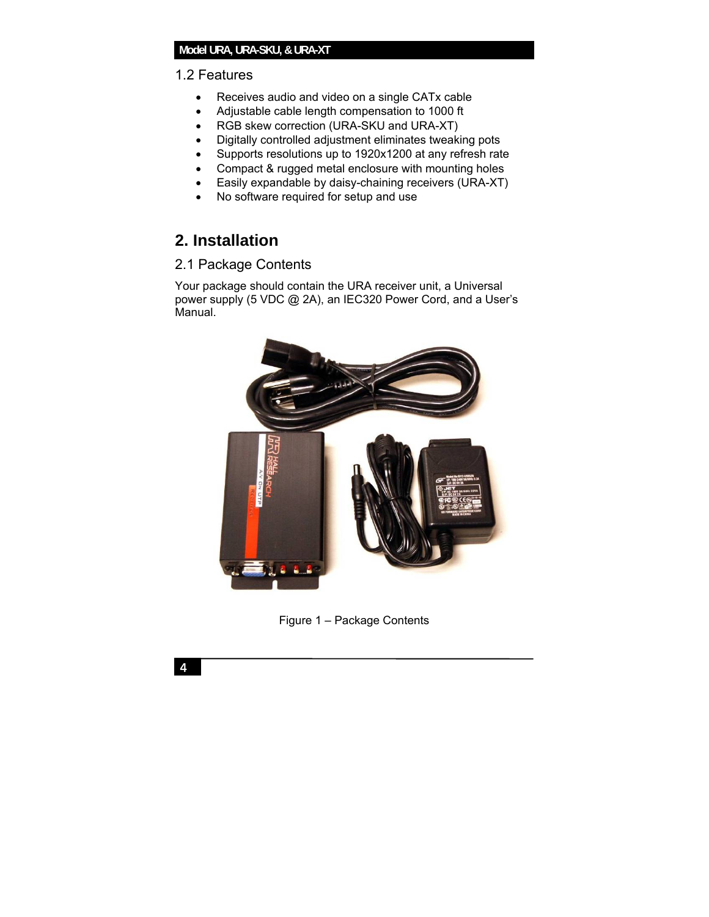## 1.2 Features

- Receives audio and video on a single CATx cable
- Adjustable cable length compensation to 1000 ft
- RGB skew correction (URA-SKU and URA-XT)
- Digitally controlled adjustment eliminates tweaking pots
- Supports resolutions up to 1920x1200 at any refresh rate
- Compact & rugged metal enclosure with mounting holes
- Easily expandable by daisy-chaining receivers (URA-XT)
- No software required for setup and use

# 2. Installation

## 2.1 Package Contents

Your package should contain the URA receiver unit, a Universal power supply (5 VDC @ 2A), an IEC320 Power Cord, and a User's Manual.

Figure 1 – Package Contents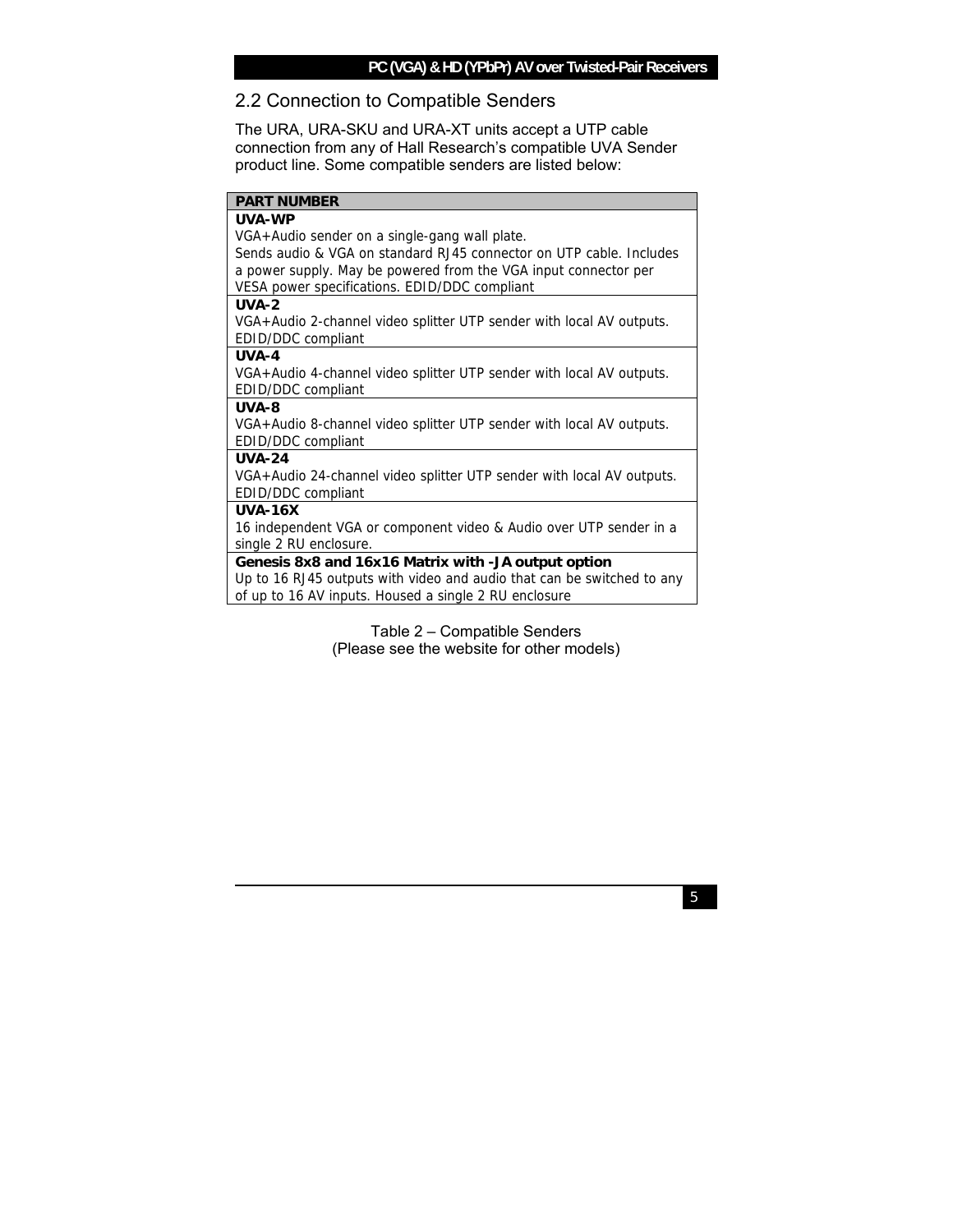## 2.2 Connection to Compatible Senders

The URA, URA-SKU and URA-XT units accept a UTP cable connection from any of Hall Research's compatible UVA Sender product line. Some compatible senders are listed below:

| PART NUMBER |
|---|
| **UVA-WP**<br>VGA+Audio sender on a single-gang wall plate.<br>Sends audio & VGA on standard RJ45 connector on UTP cable. Includes a power supply. May be powered from the VGA input connector per VESA power specifications. EDID/DDC compliant |
| **UVA-2**<br>VGA+Audio 2-channel video splitter UTP sender with local AV outputs. EDID/DDC compliant |
| **UVA-4**<br>VGA+Audio 4-channel video splitter UTP sender with local AV outputs. EDID/DDC compliant |
| **UVA-8**<br>VGA+Audio 8-channel video splitter UTP sender with local AV outputs. EDID/DDC compliant |
| **UVA-24**<br>VGA+Audio 24-channel video splitter UTP sender with local AV outputs. EDID/DDC compliant |
| **UVA-16X**<br>16 independent VGA or component video & Audio over UTP sender in a single 2 RU enclosure. |
| **Genesis 8x8 and 16x16 Matrix with -JA output option**<br>Up to 16 RJ45 outputs with video and audio that can be switched to any of up to 16 AV inputs. Housed a single 2 RU enclosure |

Table 2 – Compatible Senders
(Please see the website for other models)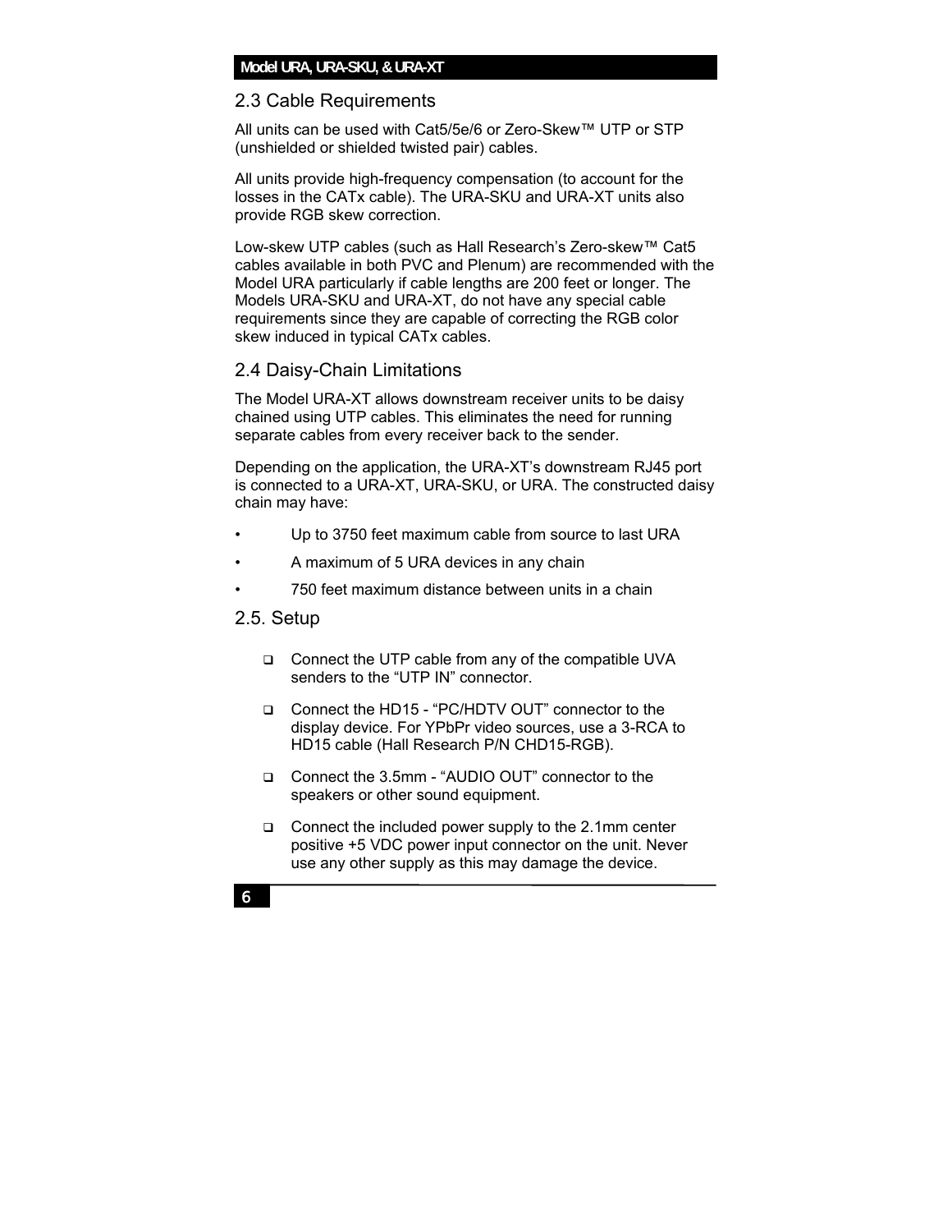## 2.3 Cable Requirements

All units can be used with Cat5/5e/6 or Zero-Skew™ UTP or STP (unshielded or shielded twisted pair) cables.

All units provide high-frequency compensation (to account for the losses in the CATx cable). The URA-SKU and URA-XT units also provide RGB skew correction.

Low-skew UTP cables (such as Hall Research's Zero-skew™ Cat5 cables available in both PVC and Plenum) are recommended with the Model URA particularly if cable lengths are 200 feet or longer. The Models URA-SKU and URA-XT, do not have any special cable requirements since they are capable of correcting the RGB color skew induced in typical CATx cables.

## 2.4 Daisy-Chain Limitations

The Model URA-XT allows downstream receiver units to be daisy chained using UTP cables. This eliminates the need for running separate cables from every receiver back to the sender.

Depending on the application, the URA-XT's downstream RJ45 port is connected to a URA-XT, URA-SKU, or URA. The constructed daisy chain may have:

- Up to 3750 feet maximum cable from source to last URA
- A maximum of 5 URA devices in any chain
- 750 feet maximum distance between units in a chain

## 2.5. Setup

- Connect the UTP cable from any of the compatible UVA senders to the "UTP IN" connector.
- Connect the HD15 - "PC/HDTV OUT" connector to the display device. For YPbPr video sources, use a 3-RCA to HD15 cable (Hall Research P/N CHD15-RGB).
- Connect the 3.5mm - "AUDIO OUT" connector to the speakers or other sound equipment.
- Connect the included power supply to the 2.1mm center positive +5 VDC power input connector on the unit. Never use any other supply as this may damage the device.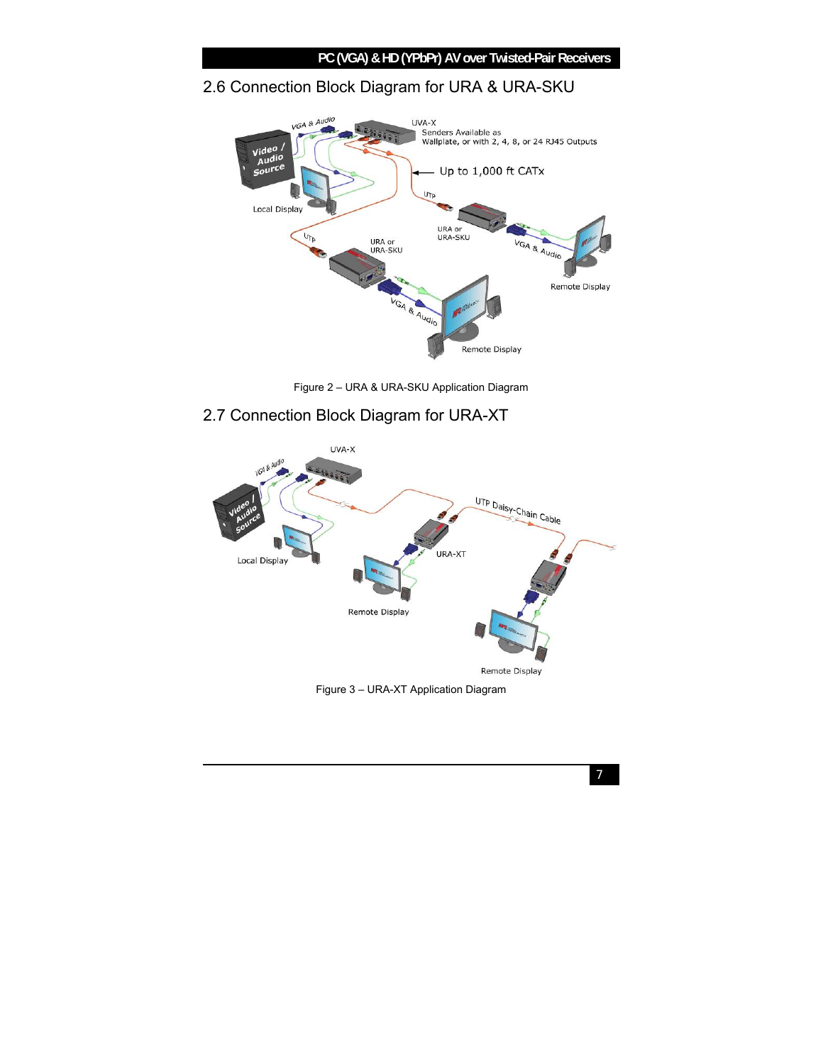## 2.6 Connection Block Diagram for URA & URA-SKU

Figure 2 – URA & URA-SKU Application Diagram

## 2.7 Connection Block Diagram for URA-XT

Figure 3 – URA-XT Application Diagram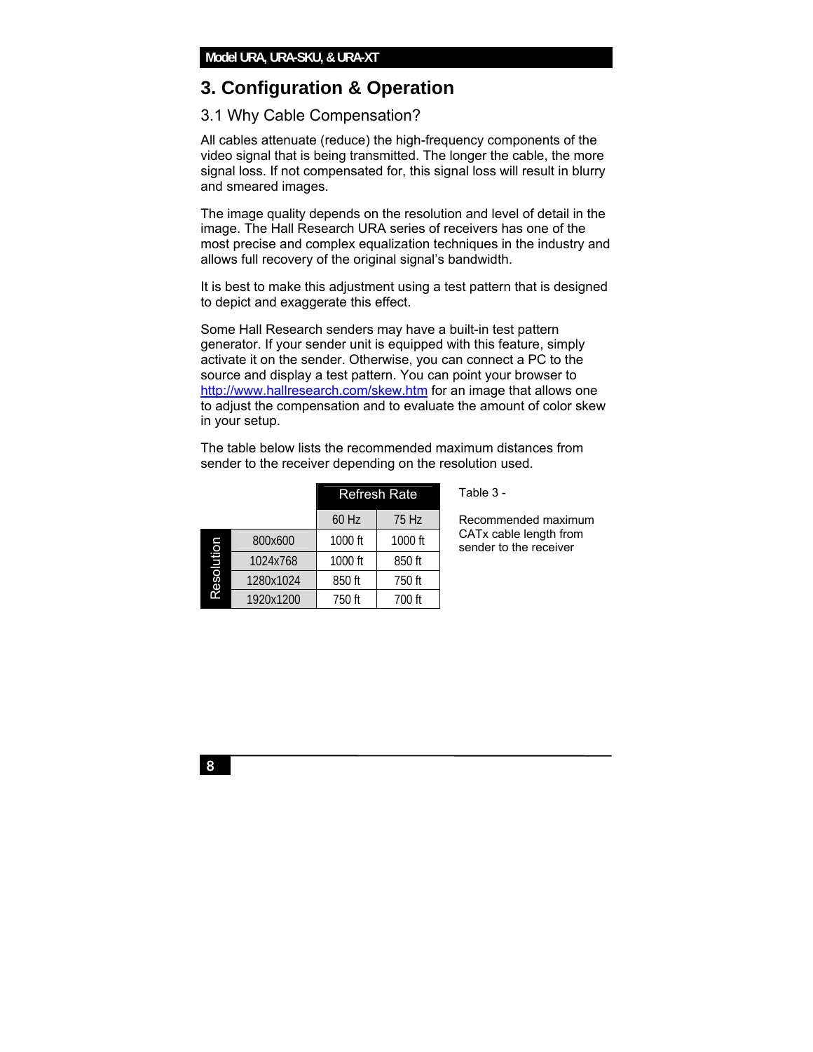# 3. Configuration & Operation

## 3.1 Why Cable Compensation?

All cables attenuate (reduce) the high-frequency components of the video signal that is being transmitted. The longer the cable, the more signal loss. If not compensated for, this signal loss will result in blurry and smeared images.

The image quality depends on the resolution and level of detail in the image. The Hall Research URA series of receivers has one of the most precise and complex equalization techniques in the industry and allows full recovery of the original signal's bandwidth.

It is best to make this adjustment using a test pattern that is designed to depict and exaggerate this effect.

Some Hall Research senders may have a built-in test pattern generator. If your sender unit is equipped with this feature, simply activate it on the sender. Otherwise, you can connect a PC to the source and display a test pattern. You can point your browser to http://www.hallresearch.com/skew.htm for an image that allows one to adjust the compensation and to evaluate the amount of color skew in your setup.

The table below lists the recommended maximum distances from sender to the receiver depending on the resolution used.

| | | Refresh Rate | |
|---|---|---|---|
| | | 60 Hz | 75 Hz |
| Resolution | 800x600 | 1000 ft | 1000 ft |
| | 1024x768 | 1000 ft | 850 ft |
| | 1280x1024 | 850 ft | 750 ft |
| | 1920x1200 | 750 ft | 700 ft |

Table 3 -

Recommended maximum CATx cable length from sender to the receiver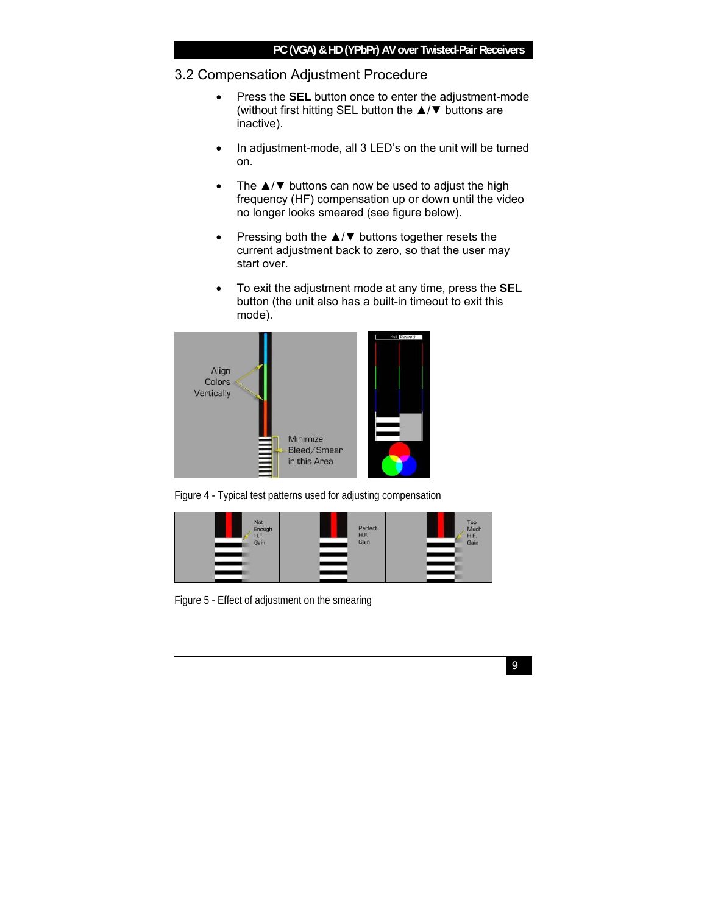## 3.2 Compensation Adjustment Procedure

- Press the **SEL** button once to enter the adjustment-mode (without first hitting SEL button the ▲/▼ buttons are inactive).
- In adjustment-mode, all 3 LED's on the unit will be turned on.
- The ▲/▼ buttons can now be used to adjust the high frequency (HF) compensation up or down until the video no longer looks smeared (see figure below).
- Pressing both the ▲/▼ buttons together resets the current adjustment back to zero, so that the user may start over.
- To exit the adjustment mode at any time, press the **SEL** button (the unit also has a built-in timeout to exit this mode).

Figure 4 - Typical test patterns used for adjusting compensation

Figure 5 - Effect of adjustment on the smearing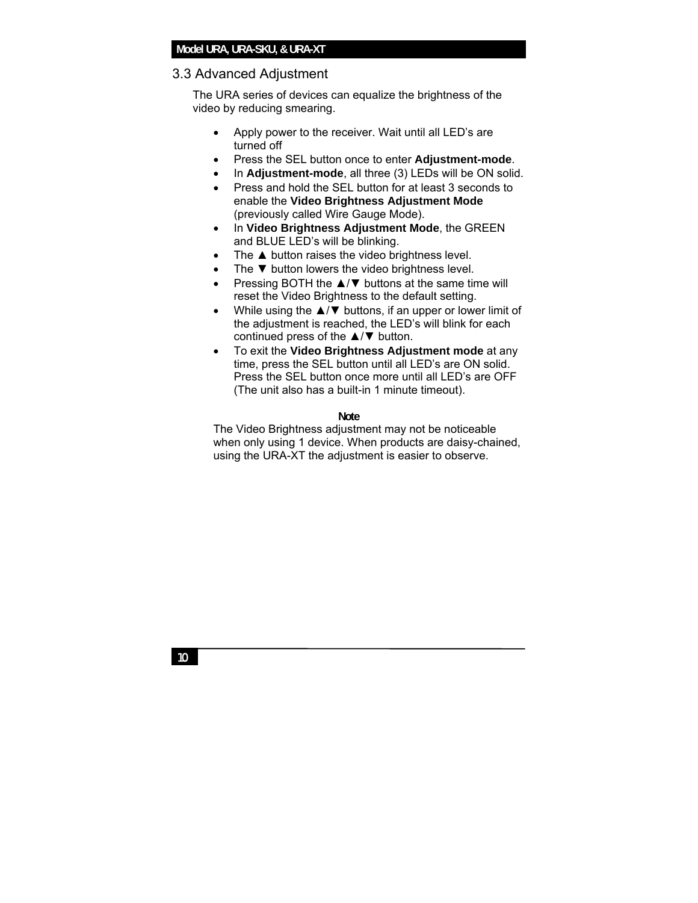## 3.3 Advanced Adjustment

The URA series of devices can equalize the brightness of the video by reducing smearing.

- Apply power to the receiver. Wait until all LED's are turned off
- Press the SEL button once to enter **Adjustment-mode**.
- In **Adjustment-mode**, all three (3) LEDs will be ON solid.
- Press and hold the SEL button for at least 3 seconds to enable the **Video Brightness Adjustment Mode** (previously called Wire Gauge Mode).
- In **Video Brightness Adjustment Mode**, the GREEN and BLUE LED's will be blinking.
- The ▲ button raises the video brightness level.
- The ▼ button lowers the video brightness level.
- Pressing BOTH the ▲/▼ buttons at the same time will reset the Video Brightness to the default setting.
- While using the ▲/▼ buttons, if an upper or lower limit of the adjustment is reached, the LED's will blink for each continued press of the ▲/▼ button.
- To exit the **Video Brightness Adjustment mode** at any time, press the SEL button until all LED's are ON solid. Press the SEL button once more until all LED's are OFF (The unit also has a built-in 1 minute timeout).

**Note**

The Video Brightness adjustment may not be noticeable when only using 1 device. When products are daisy-chained, using the URA-XT the adjustment is easier to observe.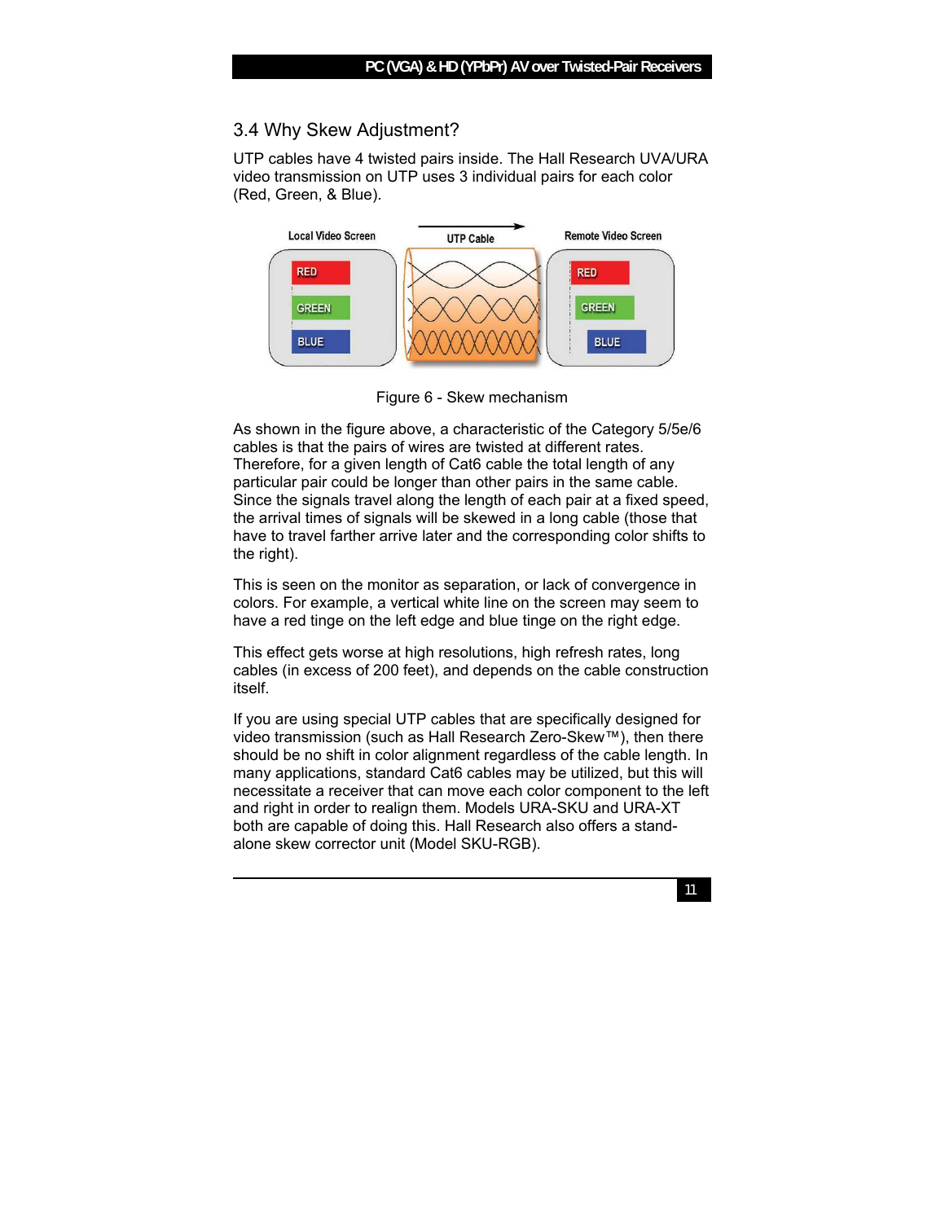## 3.4 Why Skew Adjustment?

UTP cables have 4 twisted pairs inside. The Hall Research UVA/URA video transmission on UTP uses 3 individual pairs for each color (Red, Green, & Blue).

Figure 6 - Skew mechanism

As shown in the figure above, a characteristic of the Category 5/5e/6 cables is that the pairs of wires are twisted at different rates. Therefore, for a given length of Cat6 cable the total length of any particular pair could be longer than other pairs in the same cable. Since the signals travel along the length of each pair at a fixed speed, the arrival times of signals will be skewed in a long cable (those that have to travel farther arrive later and the corresponding color shifts to the right).

This is seen on the monitor as separation, or lack of convergence in colors. For example, a vertical white line on the screen may seem to have a red tinge on the left edge and blue tinge on the right edge.

This effect gets worse at high resolutions, high refresh rates, long cables (in excess of 200 feet), and depends on the cable construction itself.

If you are using special UTP cables that are specifically designed for video transmission (such as Hall Research Zero-Skew™), then there should be no shift in color alignment regardless of the cable length. In many applications, standard Cat6 cables may be utilized, but this will necessitate a receiver that can move each color component to the left and right in order to realign them. Models URA-SKU and URA-XT both are capable of doing this. Hall Research also offers a stand-alone skew corrector unit (Model SKU-RGB).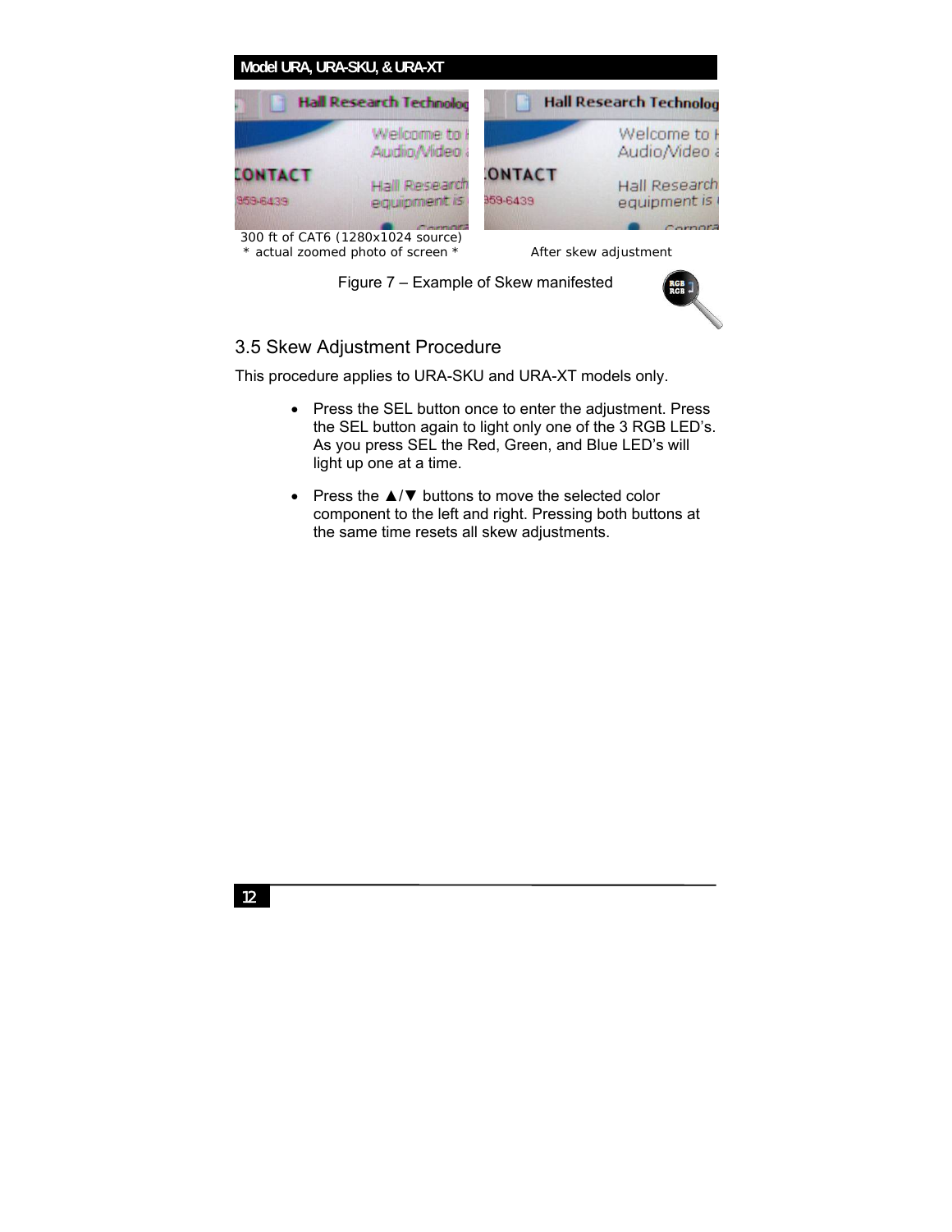300 ft of CAT6 (1280x1024 source)
\* actual zoomed photo of screen \*

After skew adjustment

Figure 7 – Example of Skew manifested

## 3.5 Skew Adjustment Procedure

This procedure applies to URA-SKU and URA-XT models only.

- Press the SEL button once to enter the adjustment. Press the SEL button again to light only one of the 3 RGB LED's. As you press SEL the Red, Green, and Blue LED's will light up one at a time.
- Press the ▲/▼ buttons to move the selected color component to the left and right. Pressing both buttons at the same time resets all skew adjustments.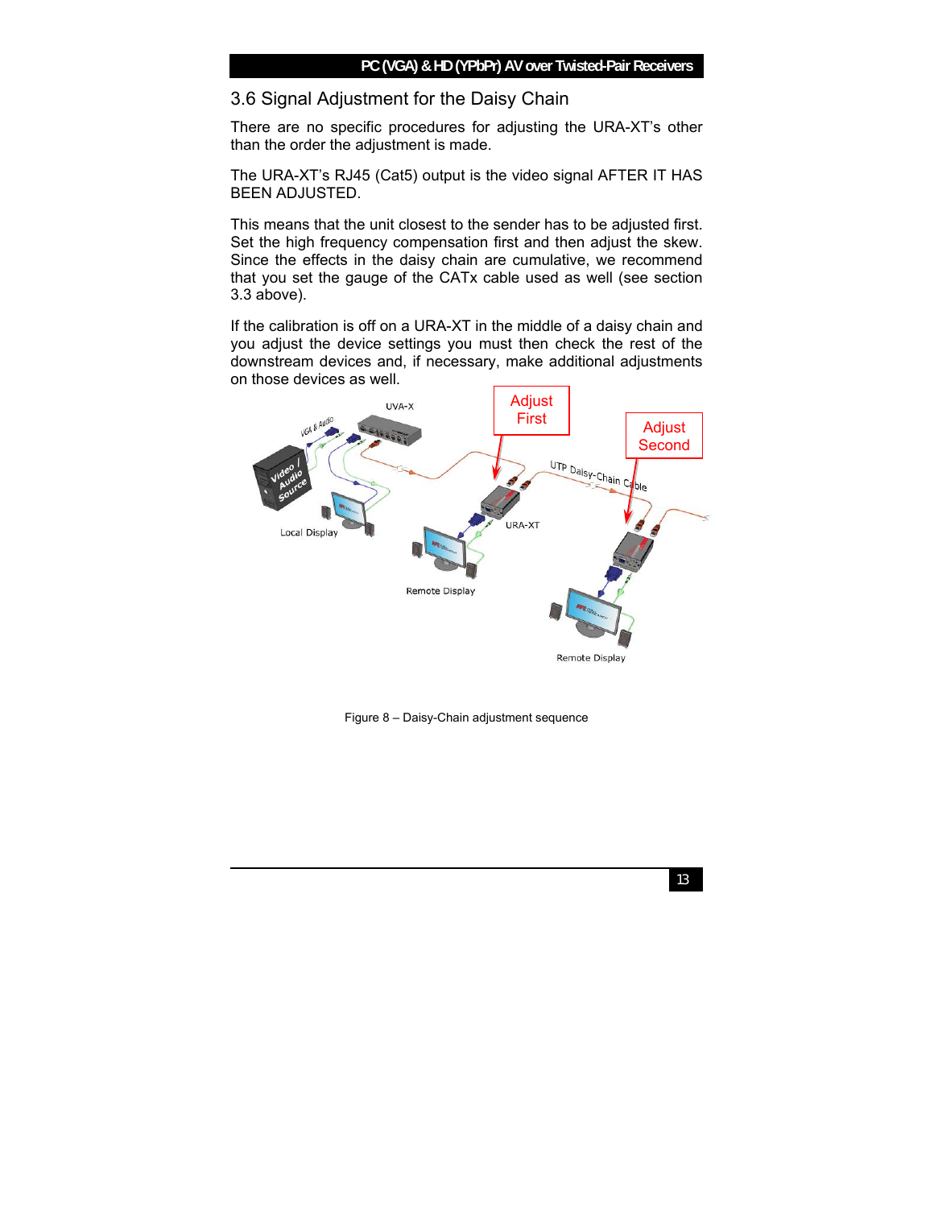## 3.6 Signal Adjustment for the Daisy Chain

There are no specific procedures for adjusting the URA-XT's other than the order the adjustment is made.

The URA-XT's RJ45 (Cat5) output is the video signal AFTER IT HAS BEEN ADJUSTED.

This means that the unit closest to the sender has to be adjusted first. Set the high frequency compensation first and then adjust the skew. Since the effects in the daisy chain are cumulative, we recommend that you set the gauge of the CATx cable used as well (see section 3.3 above).

If the calibration is off on a URA-XT in the middle of a daisy chain and you adjust the device settings you must then check the rest of the downstream devices and, if necessary, make additional adjustments on those devices as well.

Figure 8 – Daisy-Chain adjustment sequence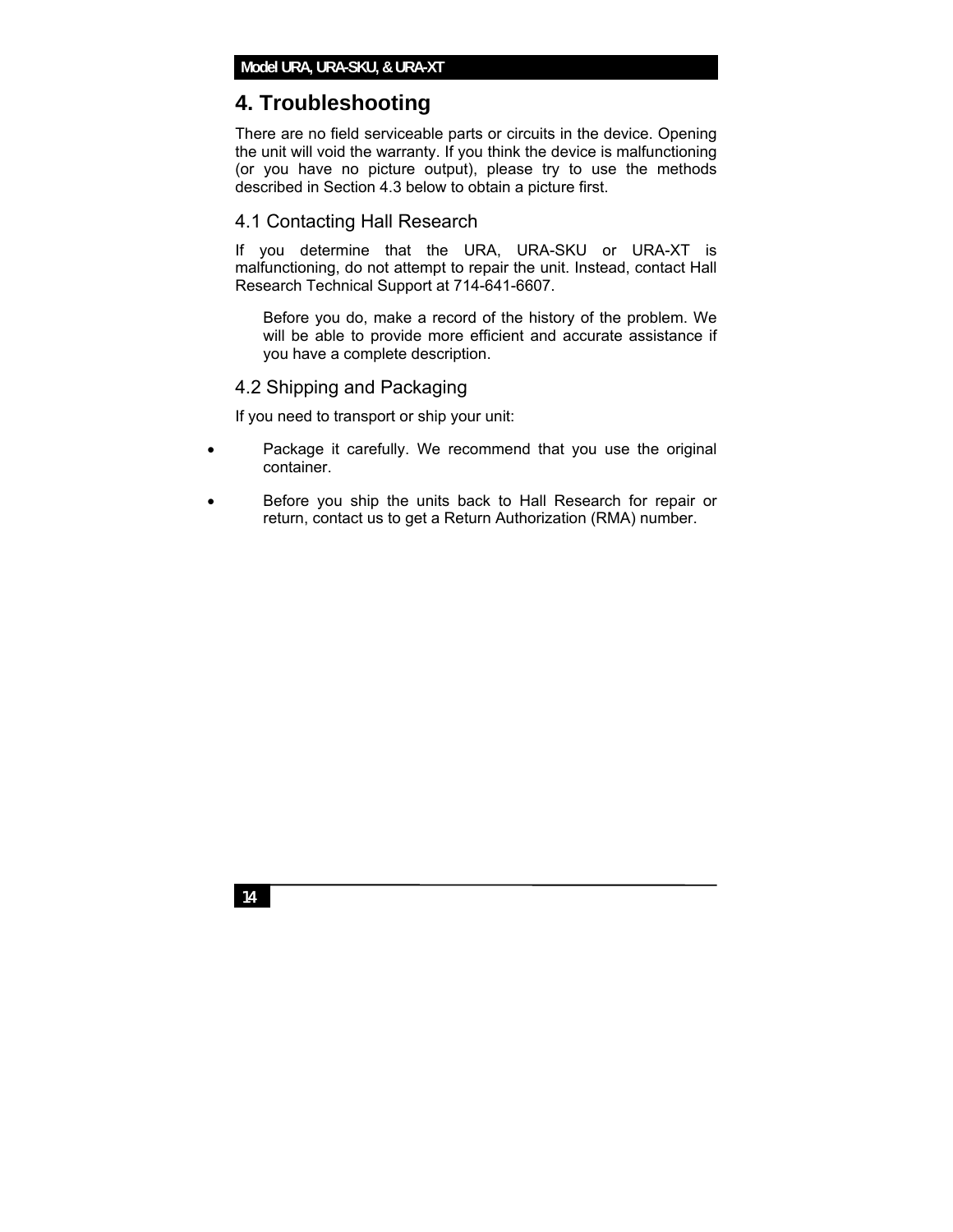# 4. Troubleshooting

There are no field serviceable parts or circuits in the device. Opening the unit will void the warranty. If you think the device is malfunctioning (or you have no picture output), please try to use the methods described in Section 4.3 below to obtain a picture first.

## 4.1 Contacting Hall Research

If you determine that the URA, URA-SKU or URA-XT is malfunctioning, do not attempt to repair the unit. Instead, contact Hall Research Technical Support at 714-641-6607.

Before you do, make a record of the history of the problem. We will be able to provide more efficient and accurate assistance if you have a complete description.

## 4.2 Shipping and Packaging

If you need to transport or ship your unit:

- Package it carefully. We recommend that you use the original container.
- Before you ship the units back to Hall Research for repair or return, contact us to get a Return Authorization (RMA) number.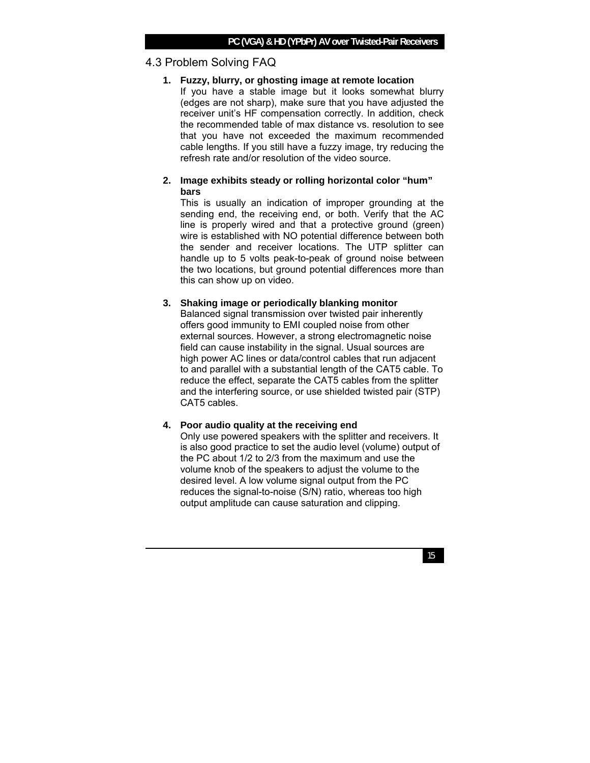## 4.3 Problem Solving FAQ

1. **Fuzzy, blurry, or ghosting image at remote location**
   If you have a stable image but it looks somewhat blurry (edges are not sharp), make sure that you have adjusted the receiver unit's HF compensation correctly. In addition, check the recommended table of max distance vs. resolution to see that you have not exceeded the maximum recommended cable lengths. If you still have a fuzzy image, try reducing the refresh rate and/or resolution of the video source.

2. **Image exhibits steady or rolling horizontal color "hum" bars**
   This is usually an indication of improper grounding at the sending end, the receiving end, or both. Verify that the AC line is properly wired and that a protective ground (green) wire is established with NO potential difference between both the sender and receiver locations. The UTP splitter can handle up to 5 volts peak-to-peak of ground noise between the two locations, but ground potential differences more than this can show up on video.

3. **Shaking image or periodically blanking monitor**
   Balanced signal transmission over twisted pair inherently offers good immunity to EMI coupled noise from other external sources. However, a strong electromagnetic noise field can cause instability in the signal. Usual sources are high power AC lines or data/control cables that run adjacent to and parallel with a substantial length of the CAT5 cable. To reduce the effect, separate the CAT5 cables from the splitter and the interfering source, or use shielded twisted pair (STP) CAT5 cables.

4. **Poor audio quality at the receiving end**
   Only use powered speakers with the splitter and receivers. It is also good practice to set the audio level (volume) output of the PC about 1/2 to 2/3 from the maximum and use the volume knob of the speakers to adjust the volume to the desired level. A low volume signal output from the PC reduces the signal-to-noise (S/N) ratio, whereas too high output amplitude can cause saturation and clipping.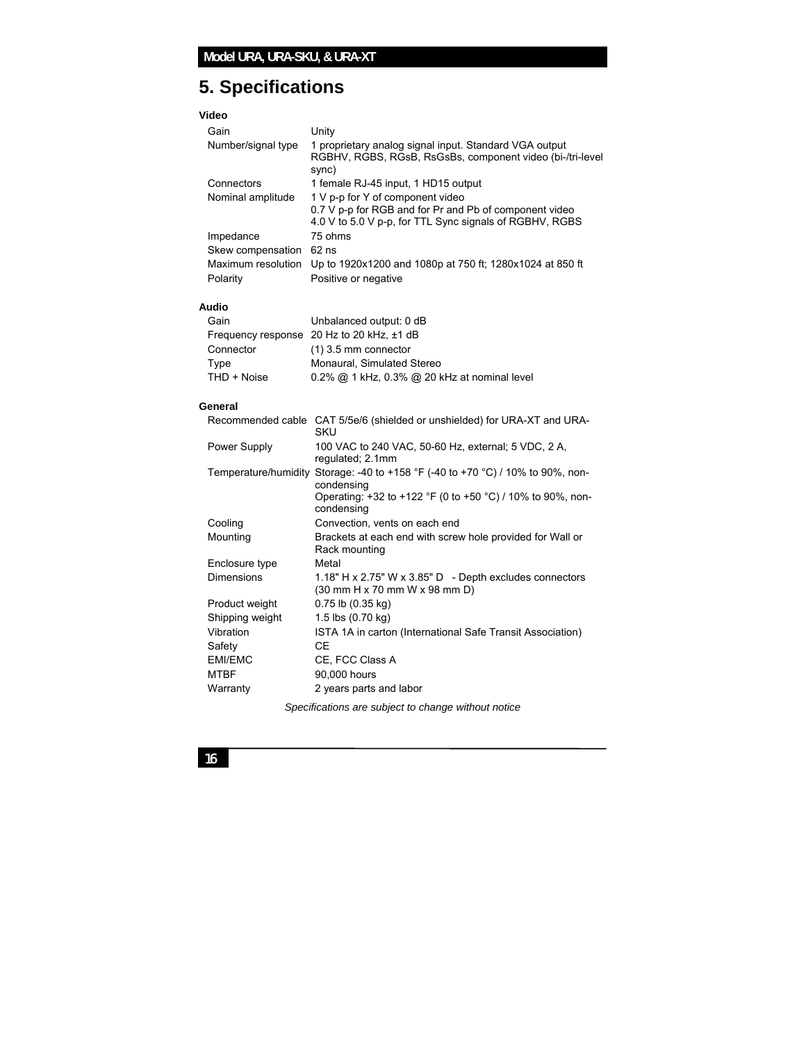# 5. Specifications

### Video

| | |
|---|---|
| Gain | Unity |
| Number/signal type | 1 proprietary analog signal input. Standard VGA output RGBHV, RGBS, RGsB, RsGsBs, component video (bi-/tri-level sync) |
| Connectors | 1 female RJ-45 input, 1 HD15 output |
| Nominal amplitude | 1 V p-p for Y of component video<br>0.7 V p-p for RGB and for Pr and Pb of component video<br>4.0 V to 5.0 V p-p, for TTL Sync signals of RGBHV, RGBS |
| Impedance | 75 ohms |
| Skew compensation | 62 ns |
| Maximum resolution | Up to 1920x1200 and 1080p at 750 ft; 1280x1024 at 850 ft |
| Polarity | Positive or negative |

### Audio

| | |
|---|---|
| Gain | Unbalanced output: 0 dB |
| Frequency response | 20 Hz to 20 kHz, ±1 dB |
| Connector | (1) 3.5 mm connector |
| Type | Monaural, Simulated Stereo |
| THD + Noise | 0.2% @ 1 kHz, 0.3% @ 20 kHz at nominal level |

### General

| | |
|---|---|
| Recommended cable | CAT 5/5e/6 (shielded or unshielded) for URA-XT and URA-SKU |
| Power Supply | 100 VAC to 240 VAC, 50-60 Hz, external; 5 VDC, 2 A, regulated; 2.1mm |
| Temperature/humidity | Storage: -40 to +158 °F (-40 to +70 °C) / 10% to 90%, non-condensing<br>Operating: +32 to +122 °F (0 to +50 °C) / 10% to 90%, non-condensing |
| Cooling | Convection, vents on each end |
| Mounting | Brackets at each end with screw hole provided for Wall or Rack mounting |
| Enclosure type | Metal |
| Dimensions | 1.18" H x 2.75" W x 3.85" D - Depth excludes connectors (30 mm H x 70 mm W x 98 mm D) |
| Product weight | 0.75 lb (0.35 kg) |
| Shipping weight | 1.5 lbs (0.70 kg) |
| Vibration | ISTA 1A in carton (International Safe Transit Association) |
| Safety | CE |
| EMI/EMC | CE, FCC Class A |
| MTBF | 90,000 hours |
| Warranty | 2 years parts and labor |

*Specifications are subject to change without notice*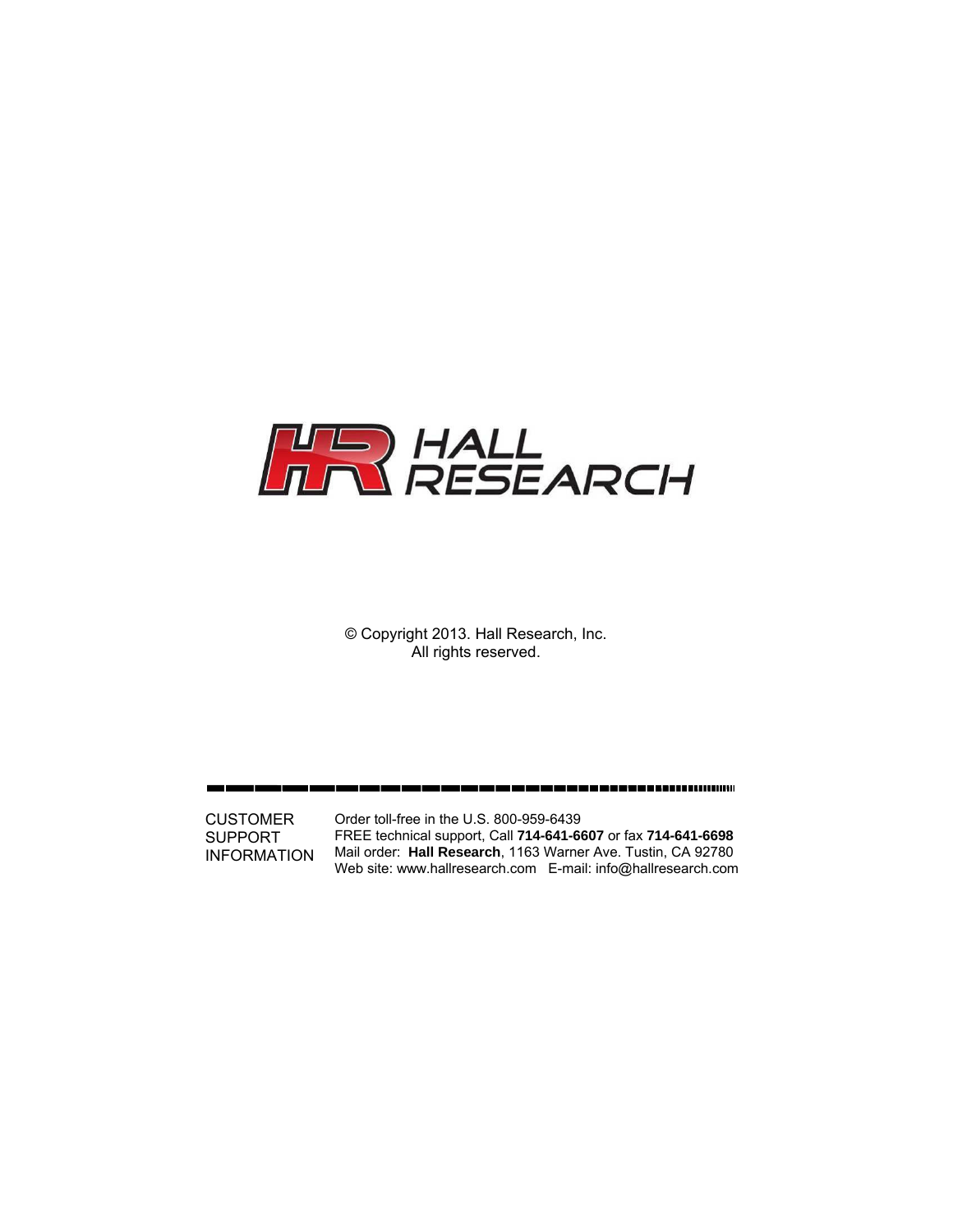HALL RESEARCH

© Copyright 2013. Hall Research, Inc.
All rights reserved.

CUSTOMER SUPPORT INFORMATION

Order toll-free in the U.S. 800-959-6439
FREE technical support, Call **714-641-6607** or fax **714-641-6698**
Mail order: **Hall Research**, 1163 Warner Ave. Tustin, CA 92780
Web site: www.hallresearch.com E-mail: info@hallresearch.com